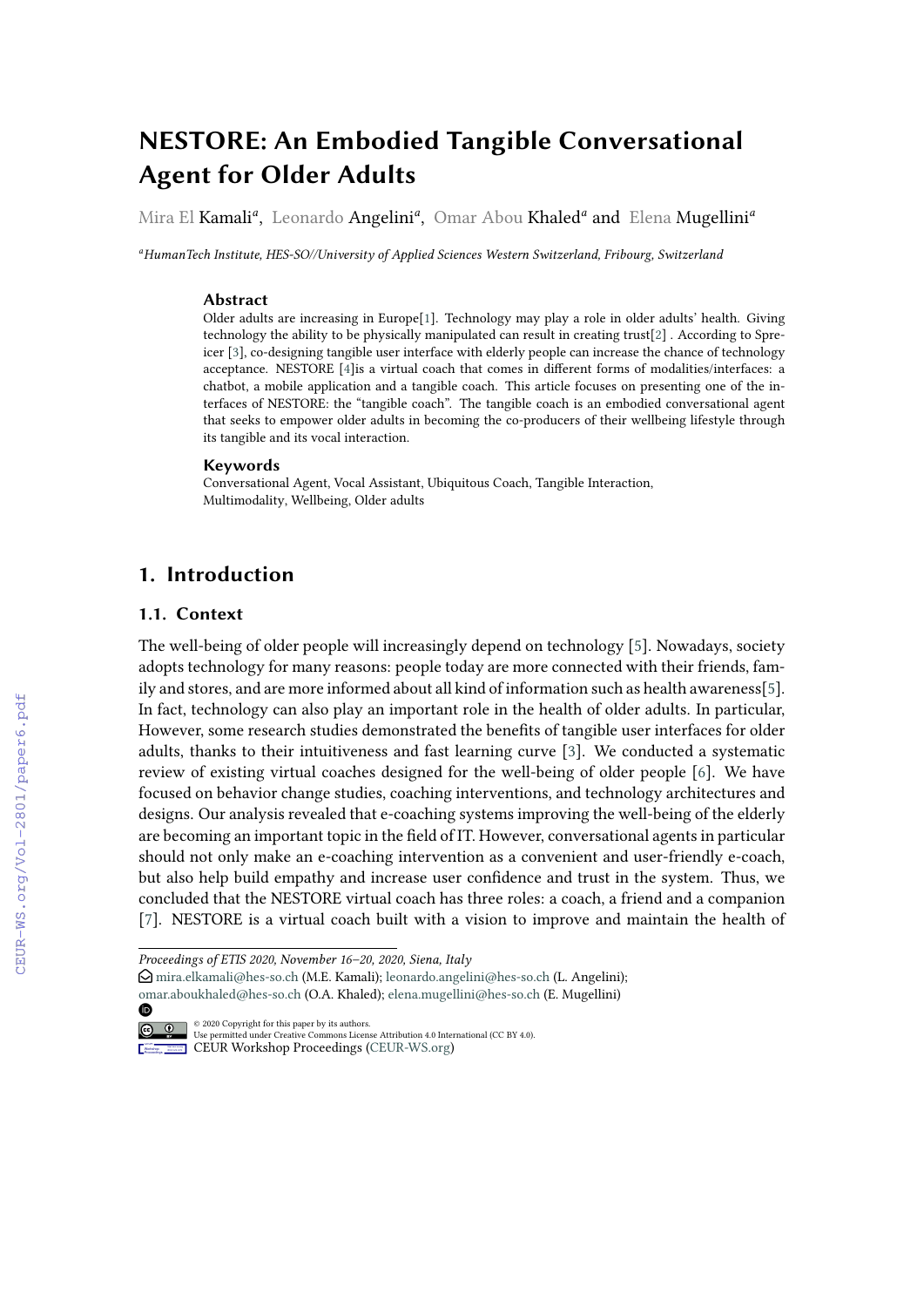# NESTORE: An Embodied Tangible Conversational Agent for Older Adults

Mira El Kamali[a], Leonardo Angelini[a], Omar Abou Khaled[a] and Elena Mugellini[a]

[a]*HumanTech Institute, HES-SO//University of Applied Sciences Western Switzerland, Fribourg, Switzerland*

### Abstract

Older adults are increasing in Europe[1]. Technology may play a role in older adults' health. Giving technology the ability to be physically manipulated can result in creating trust[2] . According to Spreicer [3], co-designing tangible user interface with elderly people can increase the chance of technology acceptance. NESTORE [4]is a virtual coach that comes in different forms of modalities/interfaces: a chatbot, a mobile application and a tangible coach. This article focuses on presenting one of the interfaces of NESTORE: the "tangible coach". The tangible coach is an embodied conversational agent that seeks to empower older adults in becoming the co-producers of their wellbeing lifestyle through its tangible and its vocal interaction.

### Keywords

Conversational Agent, Vocal Assistant, Ubiquitous Coach, Tangible Interaction, Multimodality, Wellbeing, Older adults

## 1. Introduction

### 1.1. Context

The well-being of older people will increasingly depend on technology [5]. Nowadays, society adopts technology for many reasons: people today are more connected with their friends, family and stores, and are more informed about all kind of information such as health awareness[5]. In fact, technology can also play an important role in the health of older adults. In particular, However, some research studies demonstrated the benefits of tangible user interfaces for older adults, thanks to their intuitiveness and fast learning curve [3]. We conducted a systematic review of existing virtual coaches designed for the well-being of older people [6]. We have focused on behavior change studies, coaching interventions, and technology architectures and designs. Our analysis revealed that e-coaching systems improving the well-being of the elderly are becoming an important topic in the field of IT. However, conversational agents in particular should not only make an e-coaching intervention as a convenient and user-friendly e-coach, but also help build empathy and increase user confidence and trust in the system. Thus, we concluded that the NESTORE virtual coach has three roles: a coach, a friend and a companion [7]. NESTORE is a virtual coach built with a vision to improve and maintain the health of

---

*Proceedings of ETIS 2020, November 16–20, 2020, Siena, Italy*

mira.elkamali@hes-so.ch (M.E. Kamali); leonardo.angelini@hes-so.ch (L. Angelini); omar.aboukhaled@hes-so.ch (O.A. Khaled); elena.mugellini@hes-so.ch (E. Mugellini)

© 2020 Copyright for this paper by its authors. Use permitted under Creative Commons License Attribution 4.0 International (CC BY 4.0).

CEUR Workshop Proceedings (CEUR-WS.org)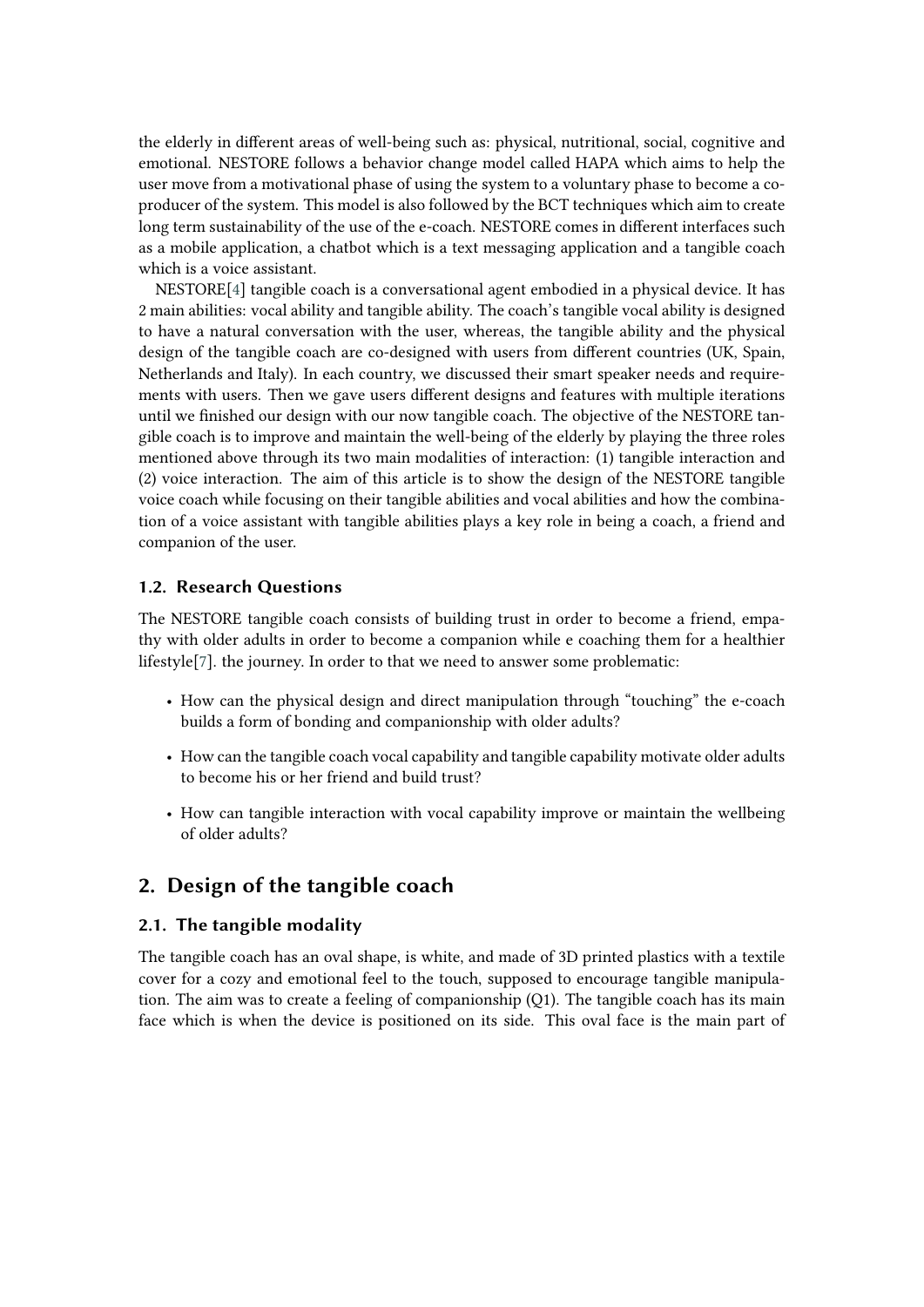the elderly in different areas of well-being such as: physical, nutritional, social, cognitive and emotional. NESTORE follows a behavior change model called HAPA which aims to help the user move from a motivational phase of using the system to a voluntary phase to become a co-producer of the system. This model is also followed by the BCT techniques which aim to create long term sustainability of the use of the e-coach. NESTORE comes in different interfaces such as a mobile application, a chatbot which is a text messaging application and a tangible coach which is a voice assistant.

NESTORE[4] tangible coach is a conversational agent embodied in a physical device. It has 2 main abilities: vocal ability and tangible ability. The coach's tangible vocal ability is designed to have a natural conversation with the user, whereas, the tangible ability and the physical design of the tangible coach are co-designed with users from different countries (UK, Spain, Netherlands and Italy). In each country, we discussed their smart speaker needs and requirements with users. Then we gave users different designs and features with multiple iterations until we finished our design with our now tangible coach. The objective of the NESTORE tangible coach is to improve and maintain the well-being of the elderly by playing the three roles mentioned above through its two main modalities of interaction: (1) tangible interaction and (2) voice interaction. The aim of this article is to show the design of the NESTORE tangible voice coach while focusing on their tangible abilities and vocal abilities and how the combination of a voice assistant with tangible abilities plays a key role in being a coach, a friend and companion of the user.

### 1.2. Research Questions

The NESTORE tangible coach consists of building trust in order to become a friend, empathy with older adults in order to become a companion while e coaching them for a healthier lifestyle[7]. the journey. In order to that we need to answer some problematic:

- How can the physical design and direct manipulation through "touching" the e-coach builds a form of bonding and companionship with older adults?
- How can the tangible coach vocal capability and tangible capability motivate older adults to become his or her friend and build trust?
- How can tangible interaction with vocal capability improve or maintain the wellbeing of older adults?

## 2. Design of the tangible coach

### 2.1. The tangible modality

The tangible coach has an oval shape, is white, and made of 3D printed plastics with a textile cover for a cozy and emotional feel to the touch, supposed to encourage tangible manipulation. The aim was to create a feeling of companionship (Q1). The tangible coach has its main face which is when the device is positioned on its side. This oval face is the main part of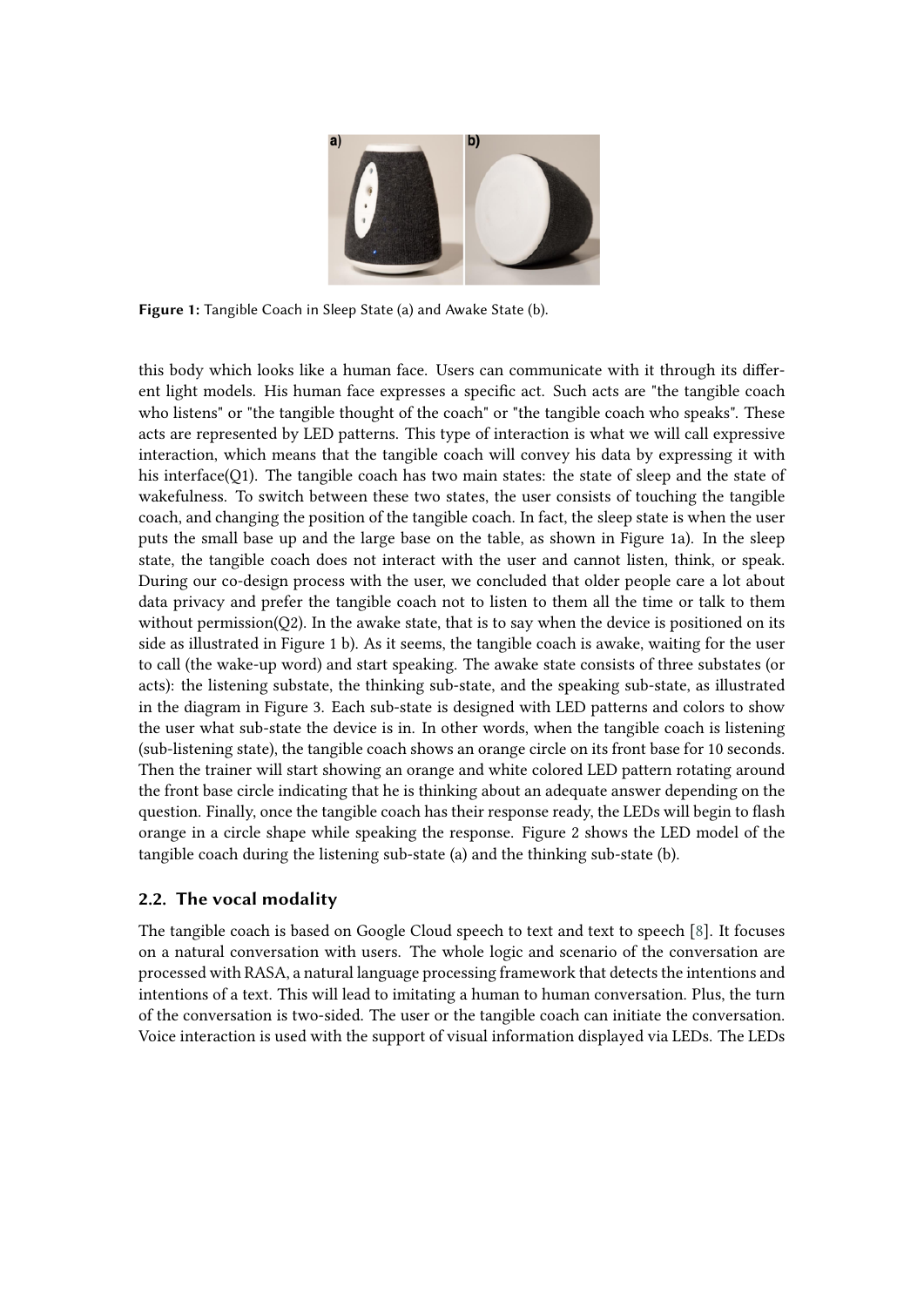Figure 1: Tangible Coach in Sleep State (a) and Awake State (b).

this body which looks like a human face. Users can communicate with it through its different light models. His human face expresses a specific act. Such acts are "the tangible coach who listens" or "the tangible thought of the coach" or "the tangible coach who speaks". These acts are represented by LED patterns. This type of interaction is what we will call expressive interaction, which means that the tangible coach will convey his data by expressing it with his interface(Q1). The tangible coach has two main states: the state of sleep and the state of wakefulness. To switch between these two states, the user consists of touching the tangible coach, and changing the position of the tangible coach. In fact, the sleep state is when the user puts the small base up and the large base on the table, as shown in Figure 1a). In the sleep state, the tangible coach does not interact with the user and cannot listen, think, or speak. During our co-design process with the user, we concluded that older people care a lot about data privacy and prefer the tangible coach not to listen to them all the time or talk to them without permission(Q2). In the awake state, that is to say when the device is positioned on its side as illustrated in Figure 1 b). As it seems, the tangible coach is awake, waiting for the user to call (the wake-up word) and start speaking. The awake state consists of three substates (or acts): the listening substate, the thinking sub-state, and the speaking sub-state, as illustrated in the diagram in Figure 3. Each sub-state is designed with LED patterns and colors to show the user what sub-state the device is in. In other words, when the tangible coach is listening (sub-listening state), the tangible coach shows an orange circle on its front base for 10 seconds. Then the trainer will start showing an orange and white colored LED pattern rotating around the front base circle indicating that he is thinking about an adequate answer depending on the question. Finally, once the tangible coach has their response ready, the LEDs will begin to flash orange in a circle shape while speaking the response. Figure 2 shows the LED model of the tangible coach during the listening sub-state (a) and the thinking sub-state (b).

## 2.2. The vocal modality

The tangible coach is based on Google Cloud speech to text and text to speech [8]. It focuses on a natural conversation with users. The whole logic and scenario of the conversation are processed with RASA, a natural language processing framework that detects the intentions and intentions of a text. This will lead to imitating a human to human conversation. Plus, the turn of the conversation is two-sided. The user or the tangible coach can initiate the conversation. Voice interaction is used with the support of visual information displayed via LEDs. The LEDs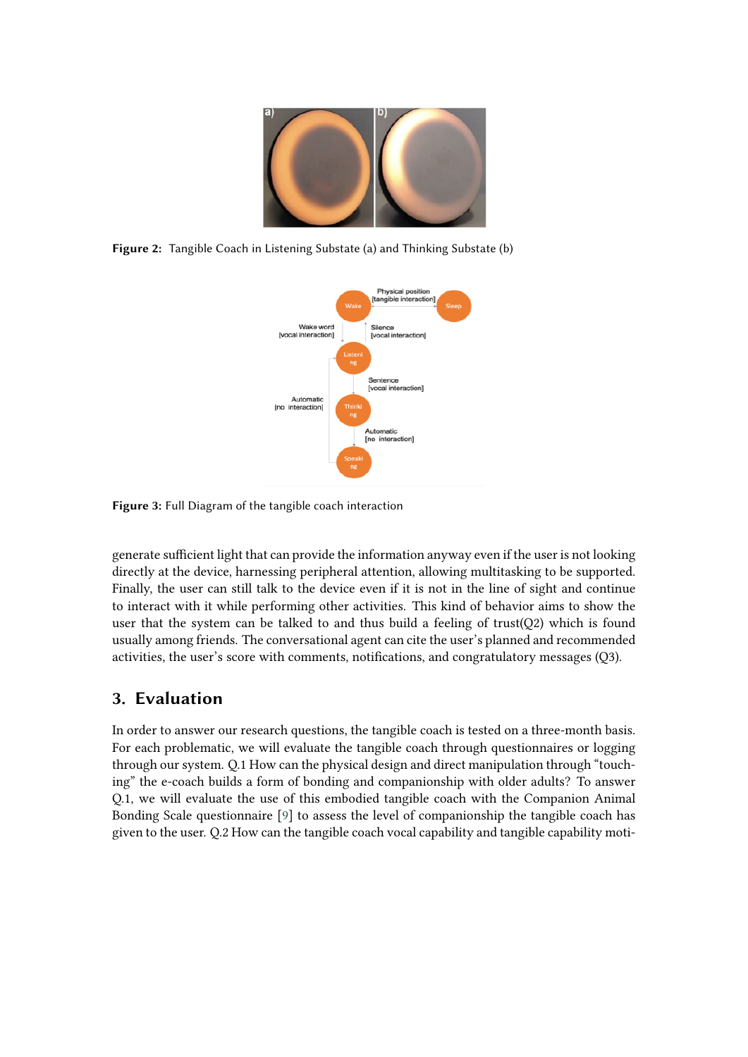Figure 2: Tangible Coach in Listening Substate (a) and Thinking Substate (b)

Figure 3: Full Diagram of the tangible coach interaction

generate sufficient light that can provide the information anyway even if the user is not looking directly at the device, harnessing peripheral attention, allowing multitasking to be supported. Finally, the user can still talk to the device even if it is not in the line of sight and continue to interact with it while performing other activities. This kind of behavior aims to show the user that the system can be talked to and thus build a feeling of trust(Q2) which is found usually among friends. The conversational agent can cite the user's planned and recommended activities, the user's score with comments, notifications, and congratulatory messages (Q3).

## 3. Evaluation

In order to answer our research questions, the tangible coach is tested on a three-month basis. For each problematic, we will evaluate the tangible coach through questionnaires or logging through our system. Q.1 How can the physical design and direct manipulation through "touching" the e-coach builds a form of bonding and companionship with older adults? To answer Q.1, we will evaluate the use of this embodied tangible coach with the Companion Animal Bonding Scale questionnaire [9] to assess the level of companionship the tangible coach has given to the user. Q.2 How can the tangible coach vocal capability and tangible capability moti-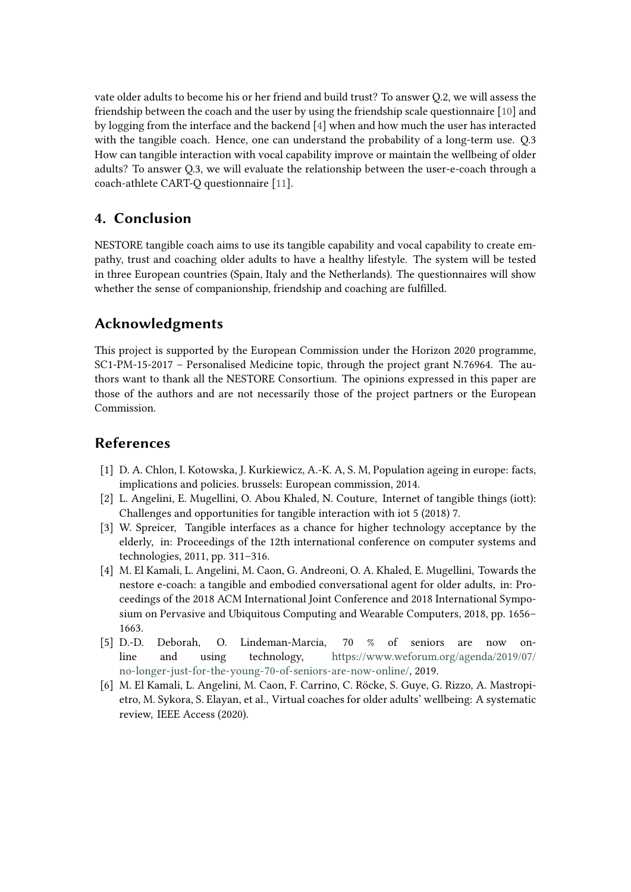vate older adults to become his or her friend and build trust? To answer Q.2, we will assess the friendship between the coach and the user by using the friendship scale questionnaire [10] and by logging from the interface and the backend [4] when and how much the user has interacted with the tangible coach. Hence, one can understand the probability of a long-term use. Q.3 How can tangible interaction with vocal capability improve or maintain the wellbeing of older adults? To answer Q.3, we will evaluate the relationship between the user-e-coach through a coach-athlete CART-Q questionnaire [11].

## 4. Conclusion

NESTORE tangible coach aims to use its tangible capability and vocal capability to create empathy, trust and coaching older adults to have a healthy lifestyle. The system will be tested in three European countries (Spain, Italy and the Netherlands). The questionnaires will show whether the sense of companionship, friendship and coaching are fulfilled.

## Acknowledgments

This project is supported by the European Commission under the Horizon 2020 programme, SC1-PM-15-2017 – Personalised Medicine topic, through the project grant N.76964. The authors want to thank all the NESTORE Consortium. The opinions expressed in this paper are those of the authors and are not necessarily those of the project partners or the European Commission.

## References

[1] D. A. Chlon, I. Kotowska, J. Kurkiewicz, A.-K. A, S. M, Population ageing in europe: facts, implications and policies. brussels: European commission, 2014.

[2] L. Angelini, E. Mugellini, O. Abou Khaled, N. Couture, Internet of tangible things (iott): Challenges and opportunities for tangible interaction with iot 5 (2018) 7.

[3] W. Spreicer, Tangible interfaces as a chance for higher technology acceptance by the elderly, in: Proceedings of the 12th international conference on computer systems and technologies, 2011, pp. 311–316.

[4] M. El Kamali, L. Angelini, M. Caon, G. Andreoni, O. A. Khaled, E. Mugellini, Towards the nestore e-coach: a tangible and embodied conversational agent for older adults, in: Proceedings of the 2018 ACM International Joint Conference and 2018 International Symposium on Pervasive and Ubiquitous Computing and Wearable Computers, 2018, pp. 1656–1663.

[5] D.-D. Deborah, O. Lindeman-Marcia, 70 % of seniors are now online and using technology, https://www.weforum.org/agenda/2019/07/no-longer-just-for-the-young-70-of-seniors-are-now-online/, 2019.

[6] M. El Kamali, L. Angelini, M. Caon, F. Carrino, C. Röcke, S. Guye, G. Rizzo, A. Mastropietro, M. Sykora, S. Elayan, et al., Virtual coaches for older adults' wellbeing: A systematic review, IEEE Access (2020).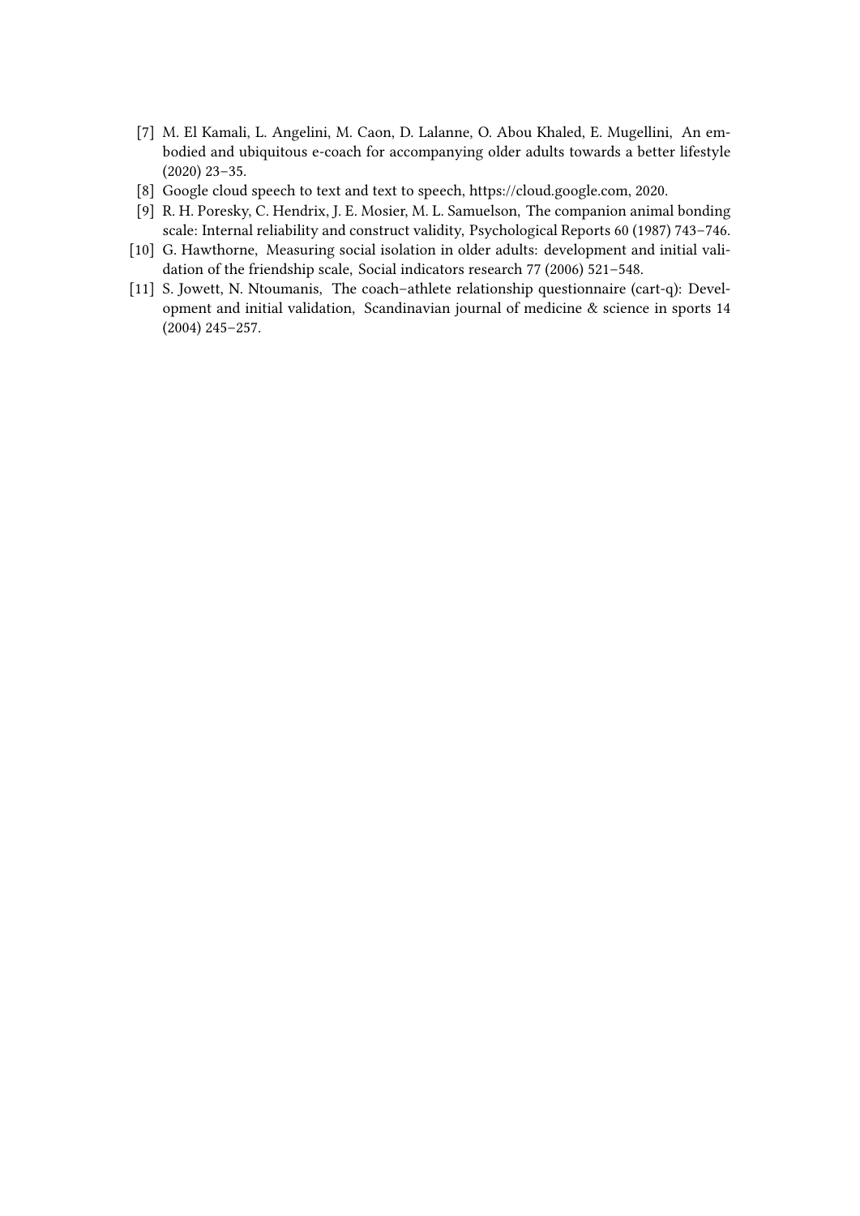[7] M. El Kamali, L. Angelini, M. Caon, D. Lalanne, O. Abou Khaled, E. Mugellini, An embodied and ubiquitous e-coach for accompanying older adults towards a better lifestyle (2020) 23–35.

[8] Google cloud speech to text and text to speech, https://cloud.google.com, 2020.

[9] R. H. Poresky, C. Hendrix, J. E. Mosier, M. L. Samuelson, The companion animal bonding scale: Internal reliability and construct validity, Psychological Reports 60 (1987) 743–746.

[10] G. Hawthorne, Measuring social isolation in older adults: development and initial validation of the friendship scale, Social indicators research 77 (2006) 521–548.

[11] S. Jowett, N. Ntoumanis, The coach–athlete relationship questionnaire (cart-q): Development and initial validation, Scandinavian journal of medicine & science in sports 14 (2004) 245–257.